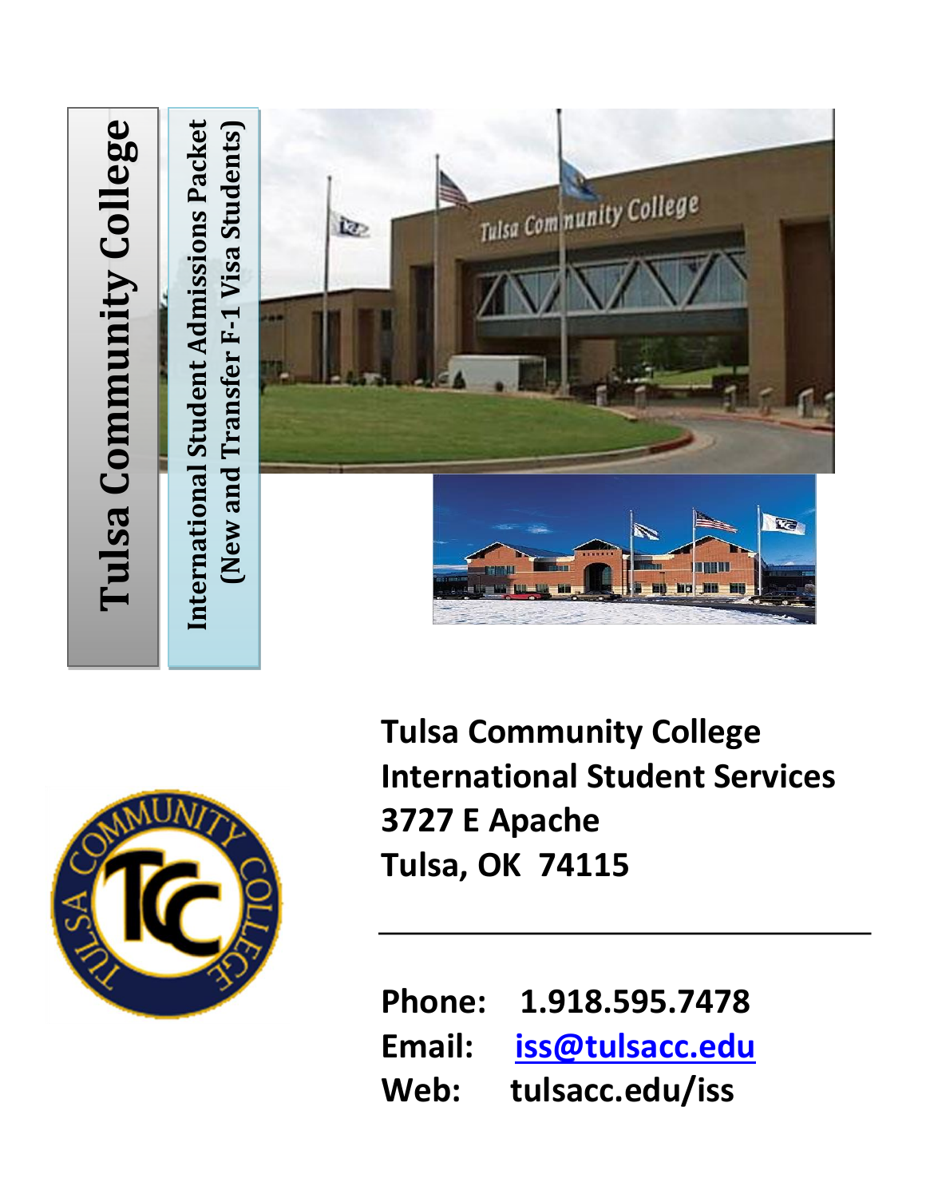# Tulsa Community College

## International Student Admissions Packet (New and Transfer F-1 Visa Students)

**Tulsa Community College**
**International Student Services**
**3727 E Apache**
**Tulsa, OK 74115**

---

**Phone:** 1.918.595.7478
**Email:** iss@tulsacc.edu
**Web:** tulsacc.edu/iss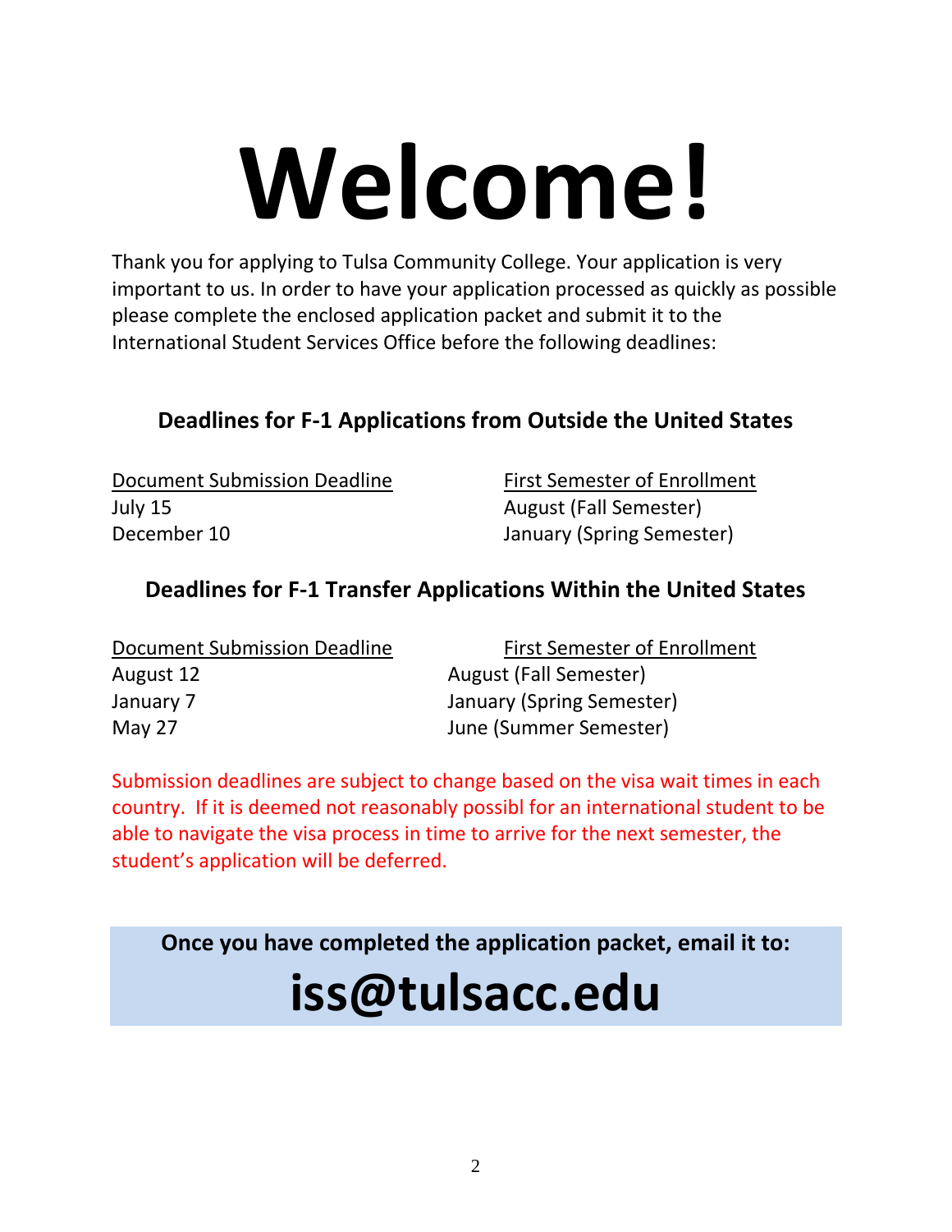# Welcome!

Thank you for applying to Tulsa Community College. Your application is very important to us. In order to have your application processed as quickly as possible please complete the enclosed application packet and submit it to the International Student Services Office before the following deadlines:

## Deadlines for F-1 Applications from Outside the United States

| Document Submission Deadline | First Semester of Enrollment |
|---|---|
| July 15 | August (Fall Semester) |
| December 10 | January (Spring Semester) |

## Deadlines for F-1 Transfer Applications Within the United States

| Document Submission Deadline | First Semester of Enrollment |
|---|---|
| August 12 | August (Fall Semester) |
| January 7 | January (Spring Semester) |
| May 27 | June (Summer Semester) |

Submission deadlines are subject to change based on the visa wait times in each country. If it is deemed not reasonably possibl for an international student to be able to navigate the visa process in time to arrive for the next semester, the student's application will be deferred.

**Once you have completed the application packet, email it to:**

# iss@tulsacc.edu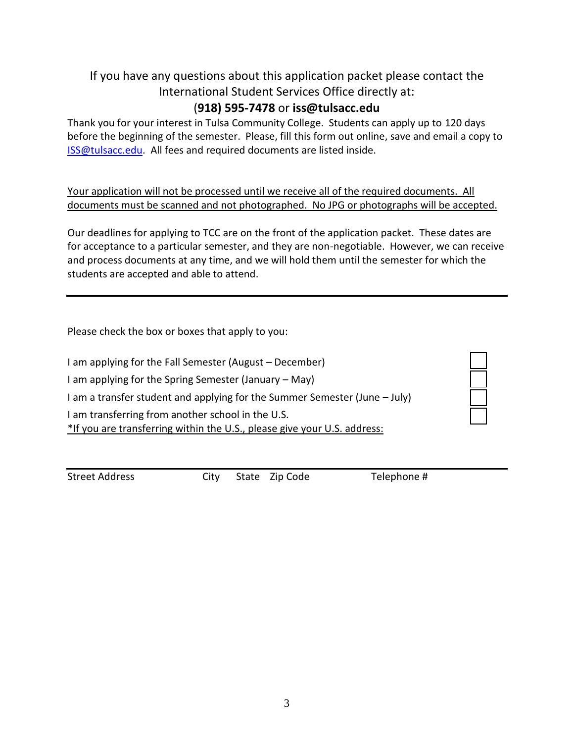If you have any questions about this application packet please contact the International Student Services Office directly at:

(**918) 595-7478** or **iss@tulsacc.edu**

Thank you for your interest in Tulsa Community College. Students can apply up to 120 days before the beginning of the semester. Please, fill this form out online, save and email a copy to ISS@tulsacc.edu. All fees and required documents are listed inside.

<u>Your application will not be processed until we receive all of the required documents. All documents must be scanned and not photographed. No JPG or photographs will be accepted.</u>

Our deadlines for applying to TCC are on the front of the application packet. These dates are for acceptance to a particular semester, and they are non-negotiable. However, we can receive and process documents at any time, and we will hold them until the semester for which the students are accepted and able to attend.

---

Please check the box or boxes that apply to you:

- ☐ I am applying for the Fall Semester (August – December)
- ☐ I am applying for the Spring Semester (January – May)
- ☐ I am a transfer student and applying for the Summer Semester (June – July)
- ☐ I am transferring from another school in the U.S.

<u>*If you are transferring within the U.S., please give your U.S. address:</u>

---

Street Address City State Zip Code Telephone #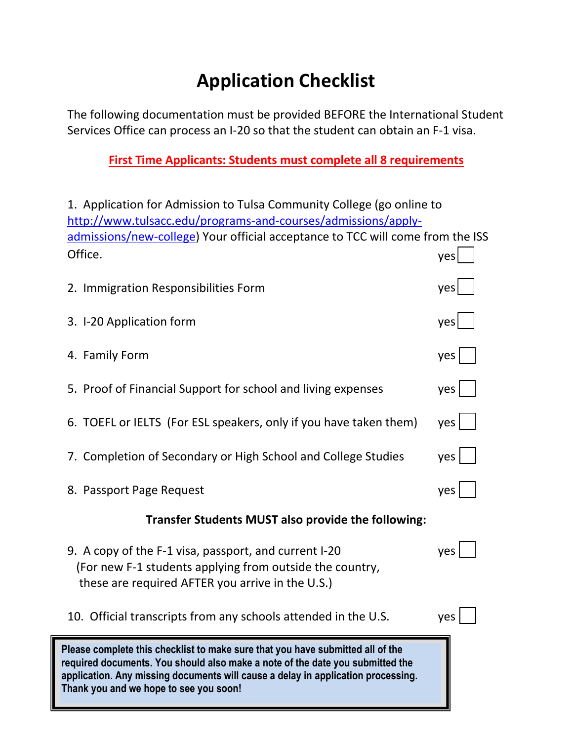# Application Checklist

The following documentation must be provided BEFORE the International Student Services Office can process an I-20 so that the student can obtain an F-1 visa.

**First Time Applicants: Students must complete all 8 requirements**

1. Application for Admission to Tulsa Community College (go online to [http://www.tulsacc.edu/programs-and-courses/admissions/apply-admissions/new-college](http://www.tulsacc.edu/programs-and-courses/admissions/apply-admissions/new-college)) Your official acceptance to TCC will come from the ISS Office. yes ☐

2. Immigration Responsibilities Form yes ☐

3. I-20 Application form yes ☐

4. Family Form yes ☐

5. Proof of Financial Support for school and living expenses yes ☐

6. TOEFL or IELTS (For ESL speakers, only if you have taken them) yes ☐

7. Completion of Secondary or High School and College Studies yes ☐

8. Passport Page Request yes ☐

**Transfer Students MUST also provide the following:**

9. A copy of the F-1 visa, passport, and current I-20 yes ☐
   (For new F-1 students applying from outside the country, these are required AFTER you arrive in the U.S.)

10. Official transcripts from any schools attended in the U.S. yes ☐

**Please complete this checklist to make sure that you have submitted all of the required documents. You should also make a note of the date you submitted the application. Any missing documents will cause a delay in application processing. Thank you and we hope to see you soon!**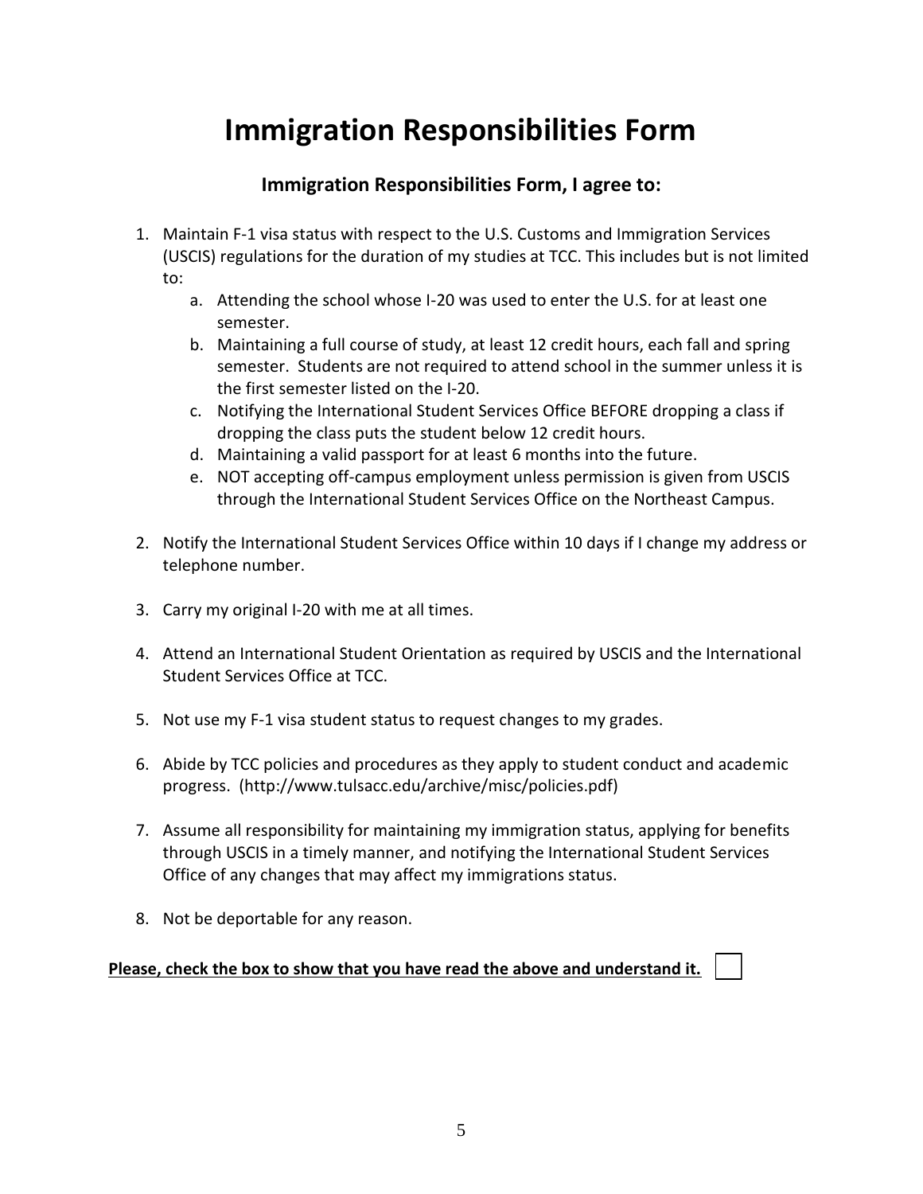# Immigration Responsibilities Form

### Immigration Responsibilities Form, I agree to:

1. Maintain F-1 visa status with respect to the U.S. Customs and Immigration Services (USCIS) regulations for the duration of my studies at TCC. This includes but is not limited to:
   a. Attending the school whose I-20 was used to enter the U.S. for at least one semester.
   b. Maintaining a full course of study, at least 12 credit hours, each fall and spring semester. Students are not required to attend school in the summer unless it is the first semester listed on the I-20.
   c. Notifying the International Student Services Office BEFORE dropping a class if dropping the class puts the student below 12 credit hours.
   d. Maintaining a valid passport for at least 6 months into the future.
   e. NOT accepting off-campus employment unless permission is given from USCIS through the International Student Services Office on the Northeast Campus.

2. Notify the International Student Services Office within 10 days if I change my address or telephone number.

3. Carry my original I-20 with me at all times.

4. Attend an International Student Orientation as required by USCIS and the International Student Services Office at TCC.

5. Not use my F-1 visa student status to request changes to my grades.

6. Abide by TCC policies and procedures as they apply to student conduct and academic progress. (http://www.tulsacc.edu/archive/misc/policies.pdf)

7. Assume all responsibility for maintaining my immigration status, applying for benefits through USCIS in a timely manner, and notifying the International Student Services Office of any changes that may affect my immigrations status.

8. Not be deportable for any reason.

**Please, check the box to show that you have read the above and understand it.** ☐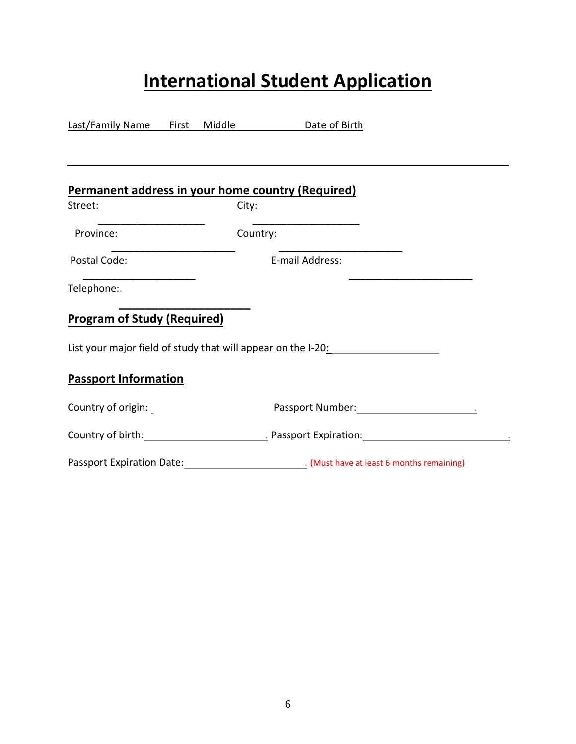// Form page: blank underscores reproduced as fill-in lines; literal "_" not escaped per the rules.
# International Student Application

Last/Family Name First Middle Date of Birth

---

## Permanent address in your home country (Required)

Street: ____________________ City: ____________________

Province: ______________________ Country: ______________________

Postal Code: ____________________ E-mail Address: ______________________

Telephone: ______________________

## Program of Study (Required)

List your major field of study that will appear on the I-20: ____________________

## Passport Information

Country of origin: ______________________ Passport Number: ______________________

Country of birth: ______________________ Passport Expiration: ______________________

Passport Expiration Date: ______________________ (Must have at least 6 months remaining)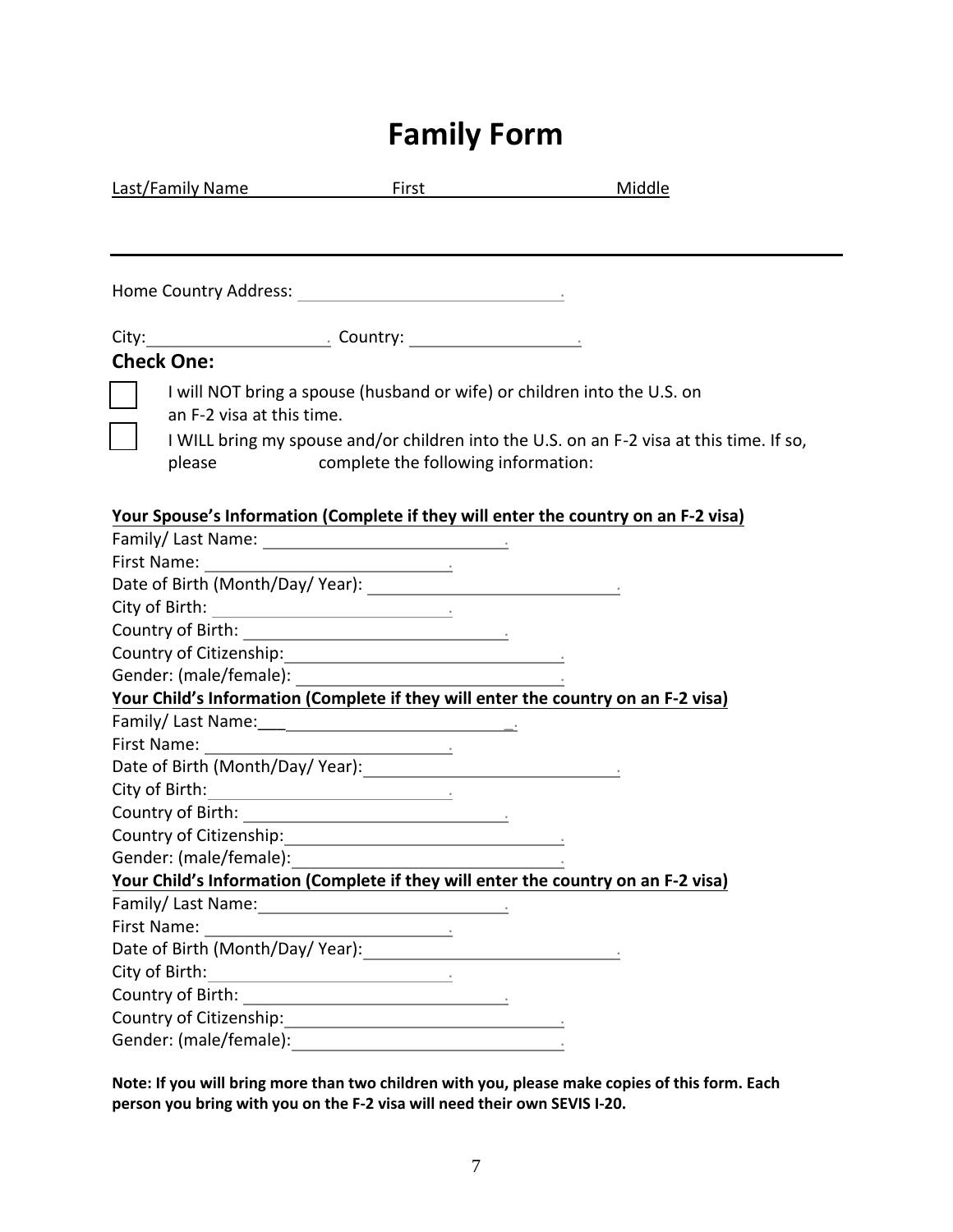# Family Form

Last/Family Name First Middle

---

Home Country Address: ______________________________

City: ____________________ Country: ____________________

**Check One:**

☐ I will NOT bring a spouse (husband or wife) or children into the U.S. on an F-2 visa at this time.

☐ I WILL bring my spouse and/or children into the U.S. on an F-2 visa at this time. If so, please complete the following information:

**Your Spouse's Information (Complete if they will enter the country on an F-2 visa)**

Family/ Last Name: ____________________________

First Name: ____________________________

Date of Birth (Month/Day/ Year): ____________________________

City of Birth: ____________________________

Country of Birth: ____________________________

Country of Citizenship: ____________________________

Gender: (male/female): ____________________________

**Your Child's Information (Complete if they will enter the country on an F-2 visa)**

Family/ Last Name: ____________________________

First Name: ____________________________

Date of Birth (Month/Day/ Year): ____________________________

City of Birth: ____________________________

Country of Birth: ____________________________

Country of Citizenship: ____________________________

Gender: (male/female): ____________________________

**Your Child's Information (Complete if they will enter the country on an F-2 visa)**

Family/ Last Name: ____________________________

First Name: ____________________________

Date of Birth (Month/Day/ Year): ____________________________

City of Birth: ____________________________

Country of Birth: ____________________________

Country of Citizenship: ____________________________

Gender: (male/female): ____________________________

**Note: If you will bring more than two children with you, please make copies of this form. Each person you bring with you on the F-2 visa will need their own SEVIS I-20.**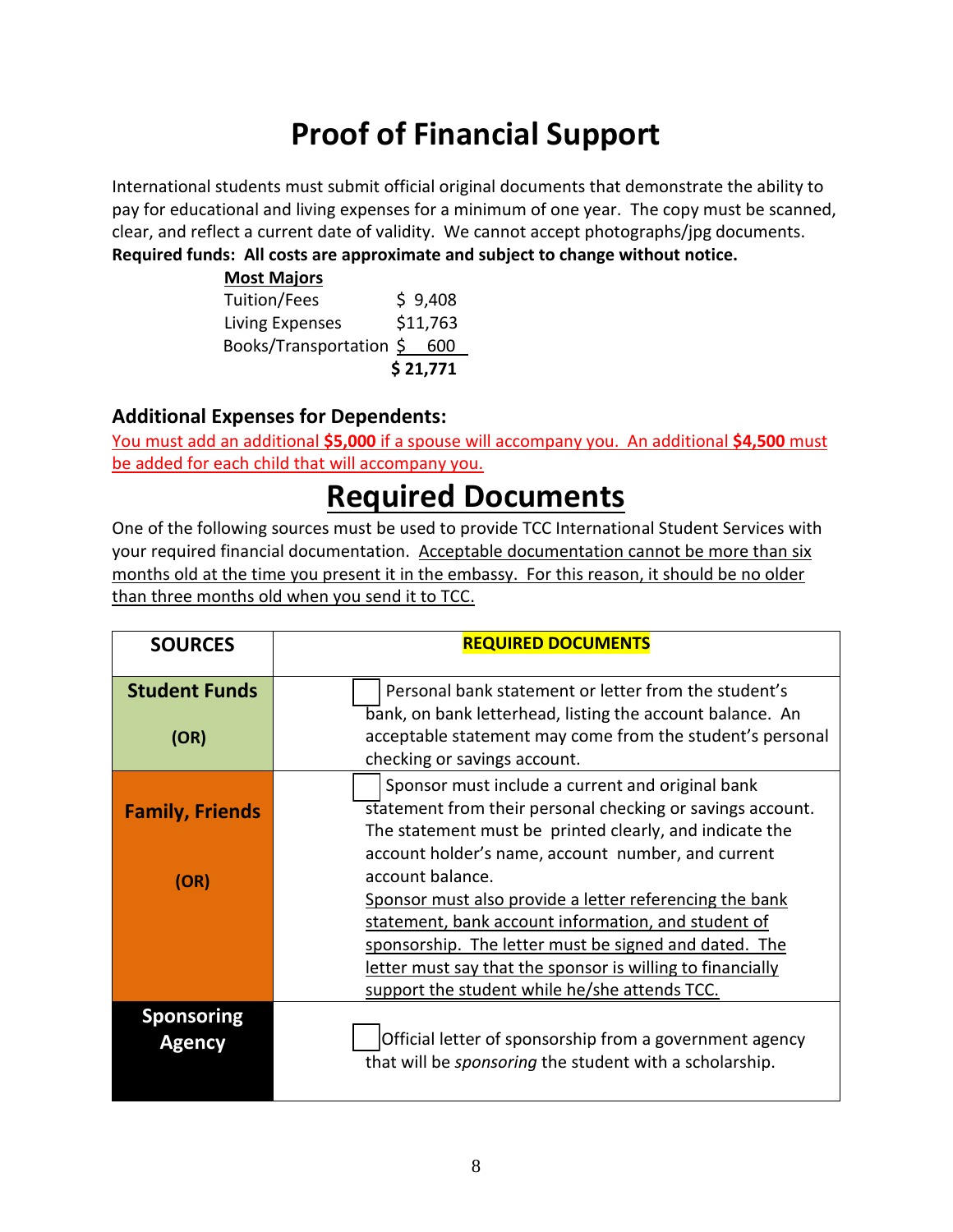# Proof of Financial Support

International students must submit official original documents that demonstrate the ability to pay for educational and living expenses for a minimum of one year. The copy must be scanned, clear, and reflect a current date of validity. We cannot accept photographs/jpg documents.
**Required funds: All costs are approximate and subject to change without notice.**

| **Most Majors** | |
|---|---|
| Tuition/Fees | $ 9,408 |
| Living Expenses | $11,763 |
| Books/Transportation | $ 600 |
| | **$ 21,771** |

### Additional Expenses for Dependents:

You must add an additional **$5,000** if a spouse will accompany you. An additional **$4,500** must be added for each child that will accompany you.

## Required Documents

One of the following sources must be used to provide TCC International Student Services with your required financial documentation. Acceptable documentation cannot be more than six months old at the time you present it in the embassy. For this reason, it should be no older than three months old when you send it to TCC.

| SOURCES | REQUIRED DOCUMENTS |
|---|---|
| **Student Funds** (OR) | ☐ Personal bank statement or letter from the student's bank, on bank letterhead, listing the account balance. An acceptable statement may come from the student's personal checking or savings account. |
| **Family, Friends** (OR) | ☐ Sponsor must include a current and original bank statement from their personal checking or savings account. The statement must be printed clearly, and indicate the account holder's name, account number, and current account balance. Sponsor must also provide a letter referencing the bank statement, bank account information, and student of sponsorship. The letter must be signed and dated. The letter must say that the sponsor is willing to financially support the student while he/she attends TCC. |
| **Sponsoring Agency** | ☐ Official letter of sponsorship from a government agency that will be *sponsoring* the student with a scholarship. |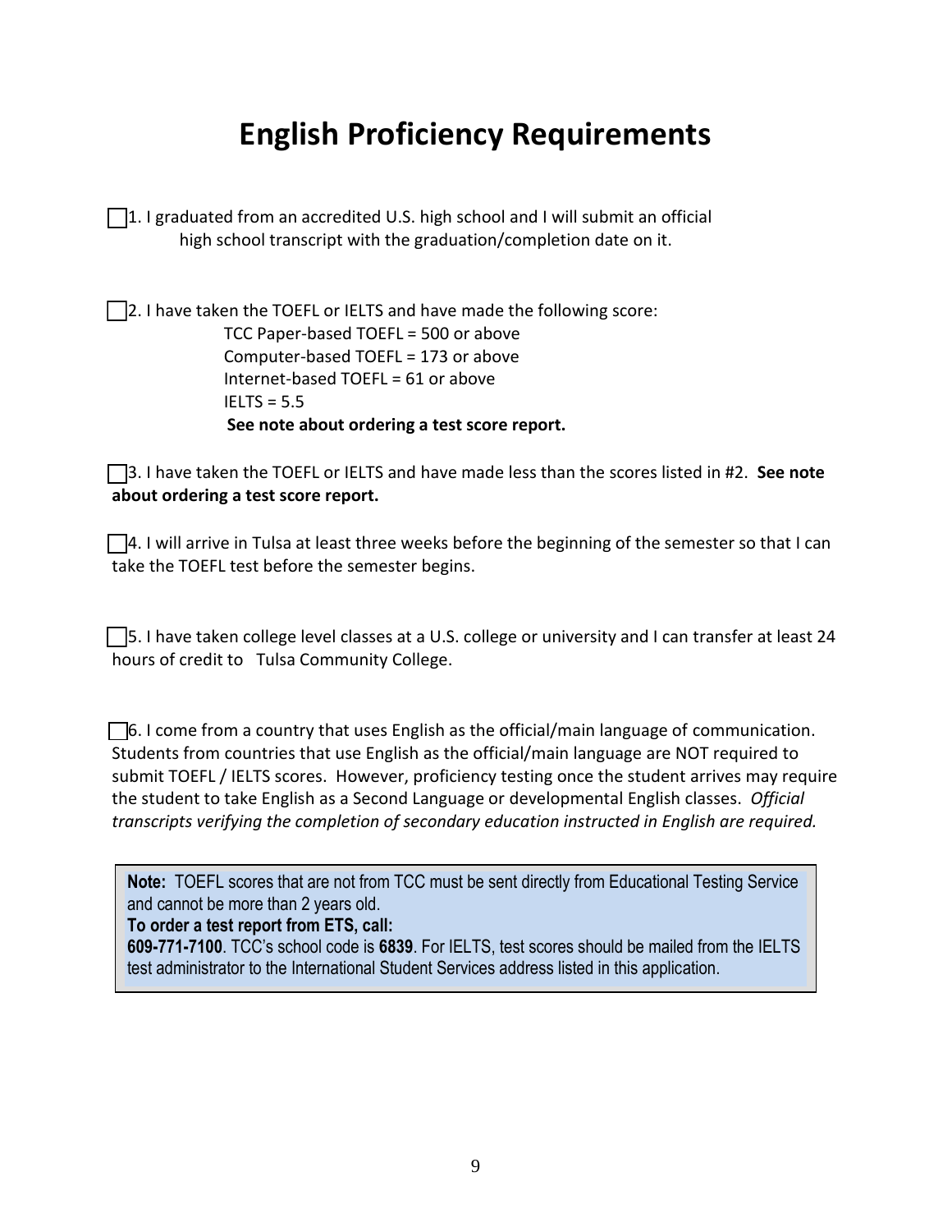# English Proficiency Requirements

☐ 1. I graduated from an accredited U.S. high school and I will submit an official high school transcript with the graduation/completion date on it.

☐ 2. I have taken the TOEFL or IELTS and have made the following score:

TCC Paper-based TOEFL = 500 or above
Computer-based TOEFL = 173 or above
Internet-based TOEFL = 61 or above
IELTS = 5.5
**See note about ordering a test score report.**

☐ 3. I have taken the TOEFL or IELTS and have made less than the scores listed in #2. **See note about ordering a test score report.**

☐ 4. I will arrive in Tulsa at least three weeks before the beginning of the semester so that I can take the TOEFL test before the semester begins.

☐ 5. I have taken college level classes at a U.S. college or university and I can transfer at least 24 hours of credit to Tulsa Community College.

☐ 6. I come from a country that uses English as the official/main language of communication. Students from countries that use English as the official/main language are NOT required to submit TOEFL / IELTS scores. However, proficiency testing once the student arrives may require the student to take English as a Second Language or developmental English classes. *Official transcripts verifying the completion of secondary education instructed in English are required.*

**Note:** TOEFL scores that are not from TCC must be sent directly from Educational Testing Service and cannot be more than 2 years old.
**To order a test report from ETS, call:**
**609-771-7100**. TCC's school code is **6839**. For IELTS, test scores should be mailed from the IELTS test administrator to the International Student Services address listed in this application.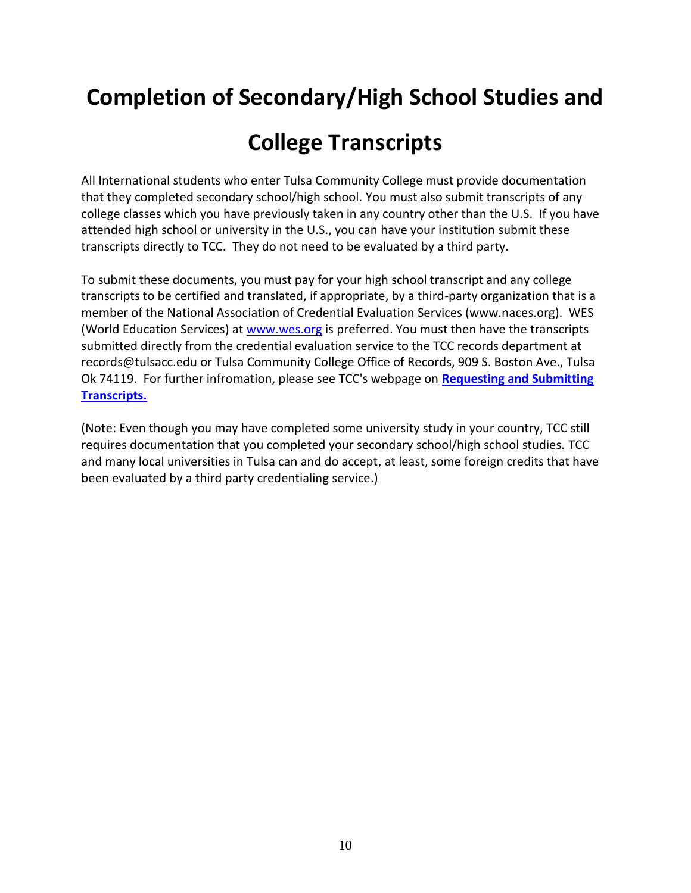# Completion of Secondary/High School Studies and College Transcripts

All International students who enter Tulsa Community College must provide documentation that they completed secondary school/high school. You must also submit transcripts of any college classes which you have previously taken in any country other than the U.S. If you have attended high school or university in the U.S., you can have your institution submit these transcripts directly to TCC. They do not need to be evaluated by a third party.

To submit these documents, you must pay for your high school transcript and any college transcripts to be certified and translated, if appropriate, by a third-party organization that is a member of the National Association of Credential Evaluation Services (www.naces.org). WES (World Education Services) at [www.wes.org](http://www.wes.org) is preferred. You must then have the transcripts submitted directly from the credential evaluation service to the TCC records department at records@tulsacc.edu or Tulsa Community College Office of Records, 909 S. Boston Ave., Tulsa Ok 74119. For further infromation, please see TCC's webpage on **Requesting and Submitting Transcripts.**

(Note: Even though you may have completed some university study in your country, TCC still requires documentation that you completed your secondary school/high school studies. TCC and many local universities in Tulsa can and do accept, at least, some foreign credits that have been evaluated by a third party credentialing service.)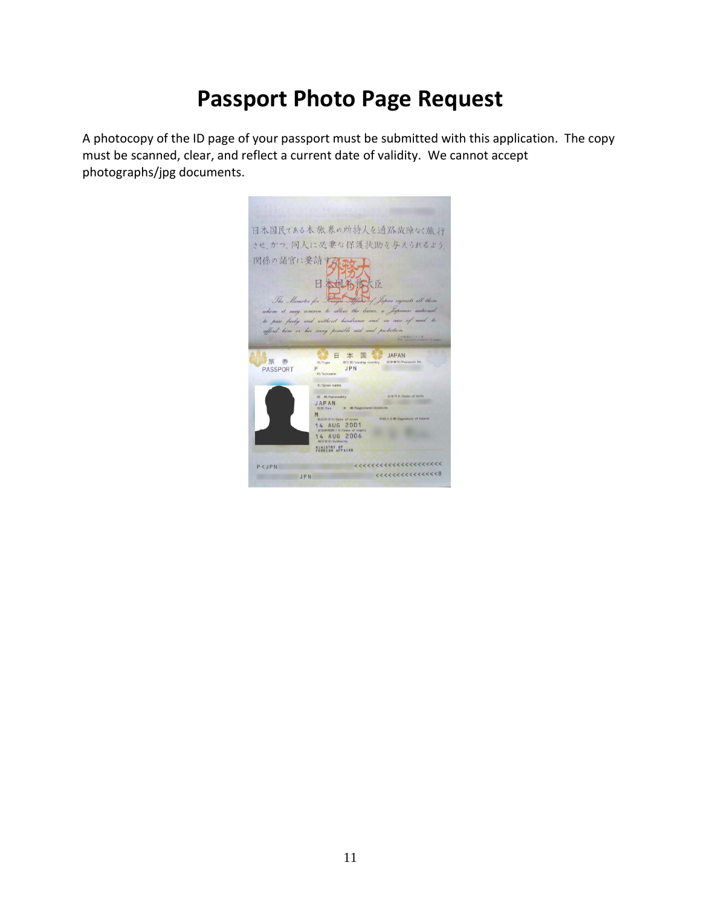# Passport Photo Page Request

A photocopy of the ID page of your passport must be submitted with this application. The copy must be scanned, clear, and reflect a current date of validity. We cannot accept photographs/jpg documents.